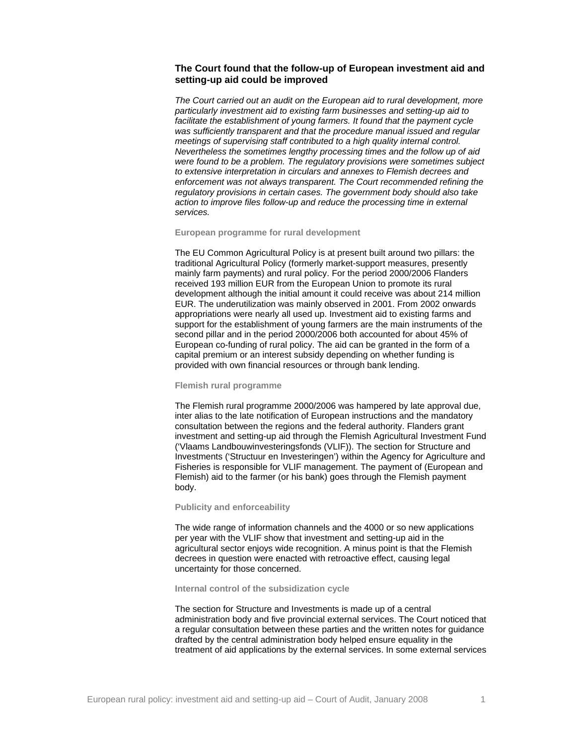## The Court found that the follow-up of European investment aid and setting-up aid could be improved

*The Court carried out an audit on the European aid to rural development, more particularly investment aid to existing farm businesses and setting-up aid to facilitate the establishment of young farmers. It found that the payment cycle was sufficiently transparent and that the procedure manual issued and regular meetings of supervising staff contributed to a high quality internal control. Nevertheless the sometimes lengthy processing times and the follow up of aid were found to be a problem. The regulatory provisions were sometimes subject to extensive interpretation in circulars and annexes to Flemish decrees and enforcement was not always transparent. The Court recommended refining the regulatory provisions in certain cases. The government body should also take action to improve files follow-up and reduce the processing time in external services.*

### European programme for rural development

The EU Common Agricultural Policy is at present built around two pillars: the traditional Agricultural Policy (formerly market-support measures, presently mainly farm payments) and rural policy. For the period 2000/2006 Flanders received 193 million EUR from the European Union to promote its rural development although the initial amount it could receive was about 214 million EUR. The underutilization was mainly observed in 2001. From 2002 onwards appropriations were nearly all used up. Investment aid to existing farms and support for the establishment of young farmers are the main instruments of the second pillar and in the period 2000/2006 both accounted for about 45% of European co-funding of rural policy. The aid can be granted in the form of a capital premium or an interest subsidy depending on whether funding is provided with own financial resources or through bank lending.

### Flemish rural programme

The Flemish rural programme 2000/2006 was hampered by late approval due, inter alias to the late notification of European instructions and the mandatory consultation between the regions and the federal authority. Flanders grant investment and setting-up aid through the Flemish Agricultural Investment Fund ('Vlaams Landbouwinvesteringsfonds (VLIF)). The section for Structure and Investments ('Structuur en Investeringen') within the Agency for Agriculture and Fisheries is responsible for VLIF management. The payment of (European and Flemish) aid to the farmer (or his bank) goes through the Flemish payment body.

### Publicity and enforceability

The wide range of information channels and the 4000 or so new applications per year with the VLIF show that investment and setting-up aid in the agricultural sector enjoys wide recognition. A minus point is that the Flemish decrees in question were enacted with retroactive effect, causing legal uncertainty for those concerned.

### Internal control of the subsidization cycle

The section for Structure and Investments is made up of a central administration body and five provincial external services. The Court noticed that a regular consultation between these parties and the written notes for guidance drafted by the central administration body helped ensure equality in the treatment of aid applications by the external services. In some external services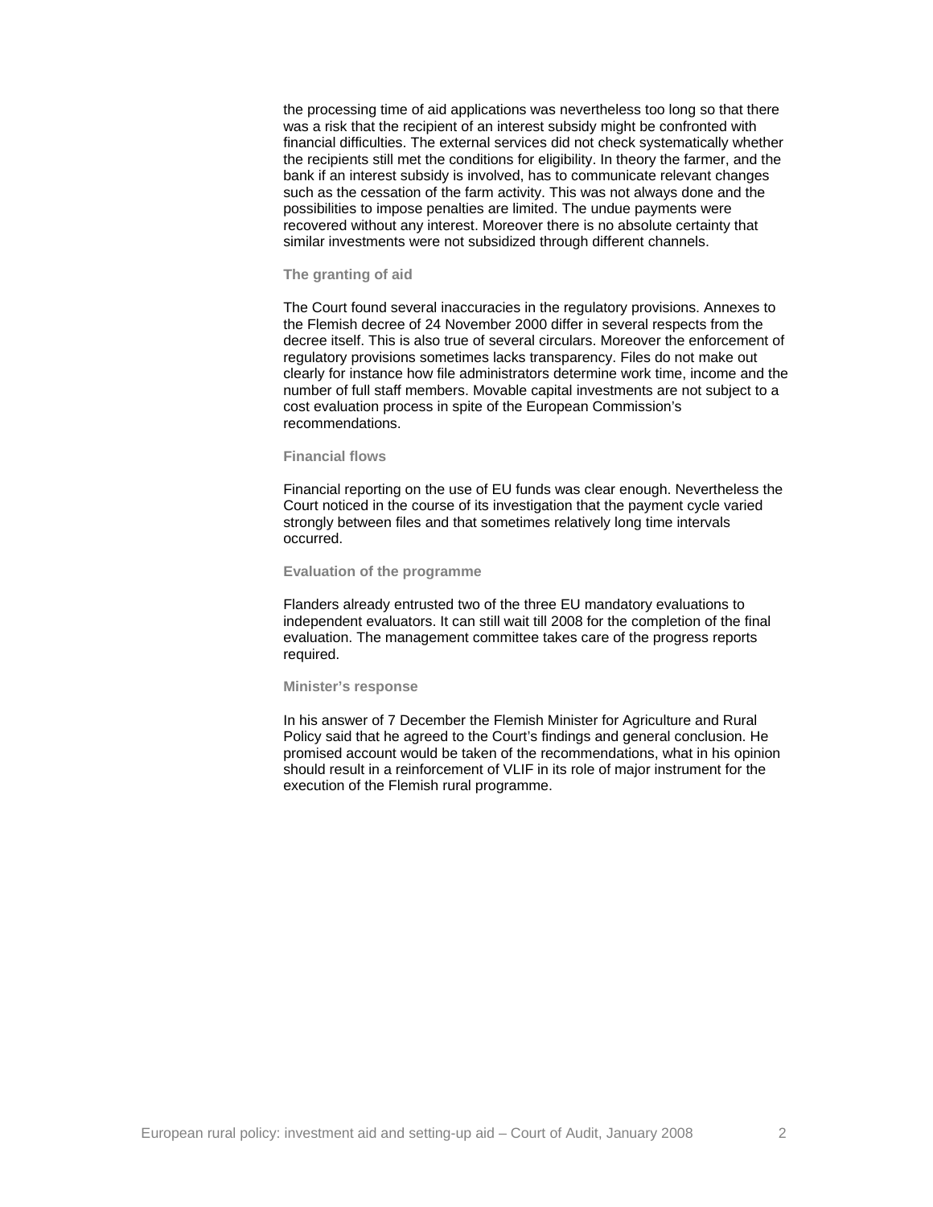the processing time of aid applications was nevertheless too long so that there was a risk that the recipient of an interest subsidy might be confronted with financial difficulties. The external services did not check systematically whether the recipients still met the conditions for eligibility. In theory the farmer, and the bank if an interest subsidy is involved, has to communicate relevant changes such as the cessation of the farm activity. This was not always done and the possibilities to impose penalties are limited. The undue payments were recovered without any interest. Moreover there is no absolute certainty that similar investments were not subsidized through different channels.

### The granting of aid

The Court found several inaccuracies in the regulatory provisions. Annexes to the Flemish decree of 24 November 2000 differ in several respects from the decree itself. This is also true of several circulars. Moreover the enforcement of regulatory provisions sometimes lacks transparency. Files do not make out clearly for instance how file administrators determine work time, income and the number of full staff members. Movable capital investments are not subject to a cost evaluation process in spite of the European Commission's recommendations.

### Financial flows

Financial reporting on the use of EU funds was clear enough. Nevertheless the Court noticed in the course of its investigation that the payment cycle varied strongly between files and that sometimes relatively long time intervals occurred.

### Evaluation of the programme

Flanders already entrusted two of the three EU mandatory evaluations to independent evaluators. It can still wait till 2008 for the completion of the final evaluation. The management committee takes care of the progress reports required.

### Minister's response

In his answer of 7 December the Flemish Minister for Agriculture and Rural Policy said that he agreed to the Court's findings and general conclusion. He promised account would be taken of the recommendations, what in his opinion should result in a reinforcement of VLIF in its role of major instrument for the execution of the Flemish rural programme.